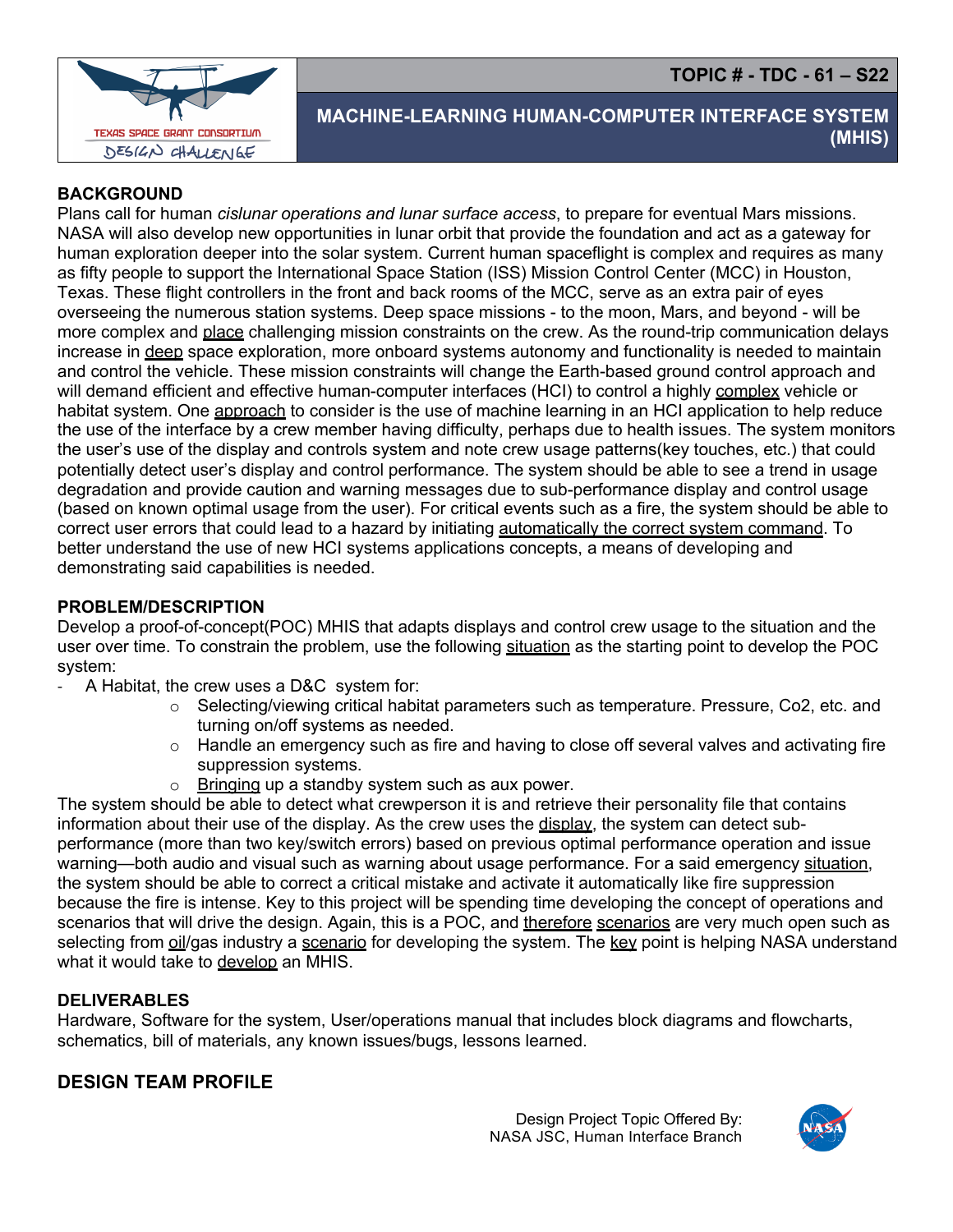**TOPIC # - TDC - 61 – S22**

# MACHINE-LEARNING HUMAN-COMPUTER INTERFACE SYSTEM (MHIS)

## BACKGROUND

Plans call for human *cislunar operations and lunar surface access*, to prepare for eventual Mars missions. NASA will also develop new opportunities in lunar orbit that provide the foundation and act as a gateway for human exploration deeper into the solar system. Current human spaceflight is complex and requires as many as fifty people to support the International Space Station (ISS) Mission Control Center (MCC) in Houston, Texas. These flight controllers in the front and back rooms of the MCC, serve as an extra pair of eyes overseeing the numerous station systems. Deep space missions - to the moon, Mars, and beyond - will be more complex and place challenging mission constraints on the crew. As the round-trip communication delays increase in deep space exploration, more onboard systems autonomy and functionality is needed to maintain and control the vehicle. These mission constraints will change the Earth-based ground control approach and will demand efficient and effective human-computer interfaces (HCI) to control a highly complex vehicle or habitat system. One approach to consider is the use of machine learning in an HCI application to help reduce the use of the interface by a crew member having difficulty, perhaps due to health issues. The system monitors the user's use of the display and controls system and note crew usage patterns(key touches, etc.) that could potentially detect user's display and control performance. The system should be able to see a trend in usage degradation and provide caution and warning messages due to sub-performance display and control usage (based on known optimal usage from the user). For critical events such as a fire, the system should be able to correct user errors that could lead to a hazard by initiating automatically the correct system command. To better understand the use of new HCI systems applications concepts, a means of developing and demonstrating said capabilities is needed.

## PROBLEM/DESCRIPTION

Develop a proof-of-concept(POC) MHIS that adapts displays and control crew usage to the situation and the user over time. To constrain the problem, use the following situation as the starting point to develop the POC system:

- A Habitat, the crew uses a D&C system for:
  - Selecting/viewing critical habitat parameters such as temperature. Pressure, Co2, etc. and turning on/off systems as needed.
  - Handle an emergency such as fire and having to close off several valves and activating fire suppression systems.
  - Bringing up a standby system such as aux power.

The system should be able to detect what crewperson it is and retrieve their personality file that contains information about their use of the display. As the crew uses the display, the system can detect sub-performance (more than two key/switch errors) based on previous optimal performance operation and issue warning—both audio and visual such as warning about usage performance. For a said emergency situation, the system should be able to correct a critical mistake and activate it automatically like fire suppression because the fire is intense. Key to this project will be spending time developing the concept of operations and scenarios that will drive the design. Again, this is a POC, and therefore scenarios are very much open such as selecting from oil/gas industry a scenario for developing the system. The key point is helping NASA understand what it would take to develop an MHIS.

## DELIVERABLES

Hardware, Software for the system, User/operations manual that includes block diagrams and flowcharts, schematics, bill of materials, any known issues/bugs, lessons learned.

## DESIGN TEAM PROFILE

Design Project Topic Offered By:
NASA JSC, Human Interface Branch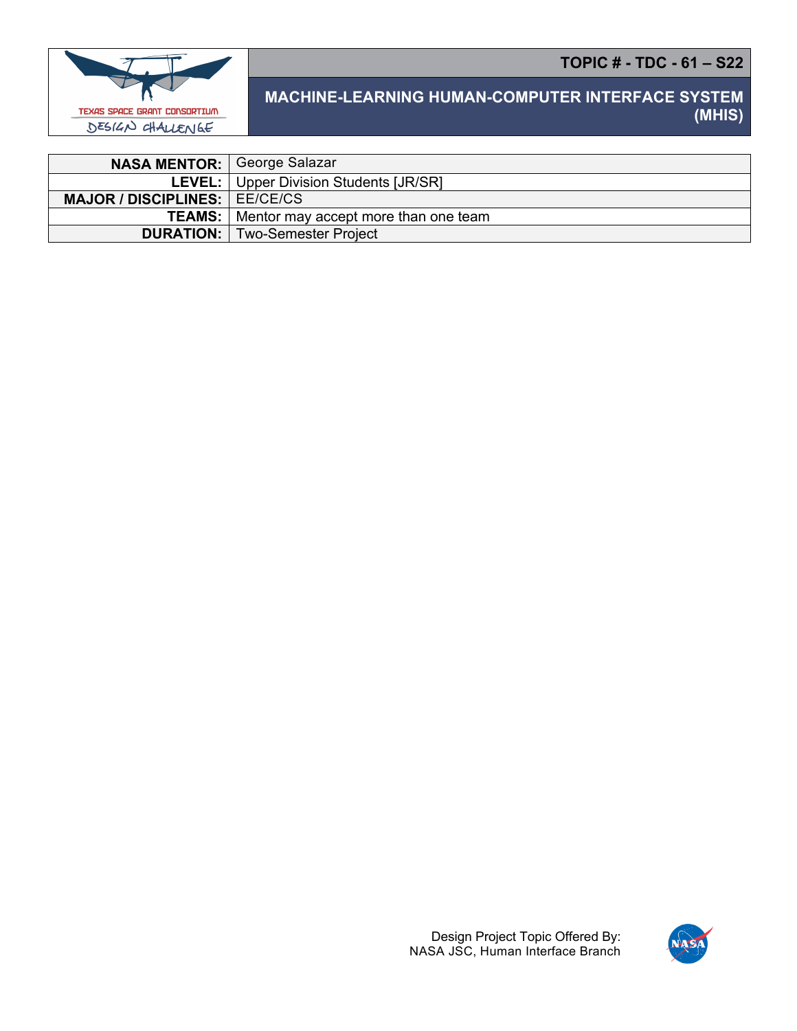**TOPIC # - TDC - 61 – S22**

# MACHINE-LEARNING HUMAN-COMPUTER INTERFACE SYSTEM (MHIS)

| | |
|---|---|
| **NASA MENTOR:** | George Salazar |
| **LEVEL:** | Upper Division Students [JR/SR] |
| **MAJOR / DISCIPLINES:** | EE/CE/CS |
| **TEAMS:** | Mentor may accept more than one team |
| **DURATION:** | Two-Semester Project |

Design Project Topic Offered By:
NASA JSC, Human Interface Branch